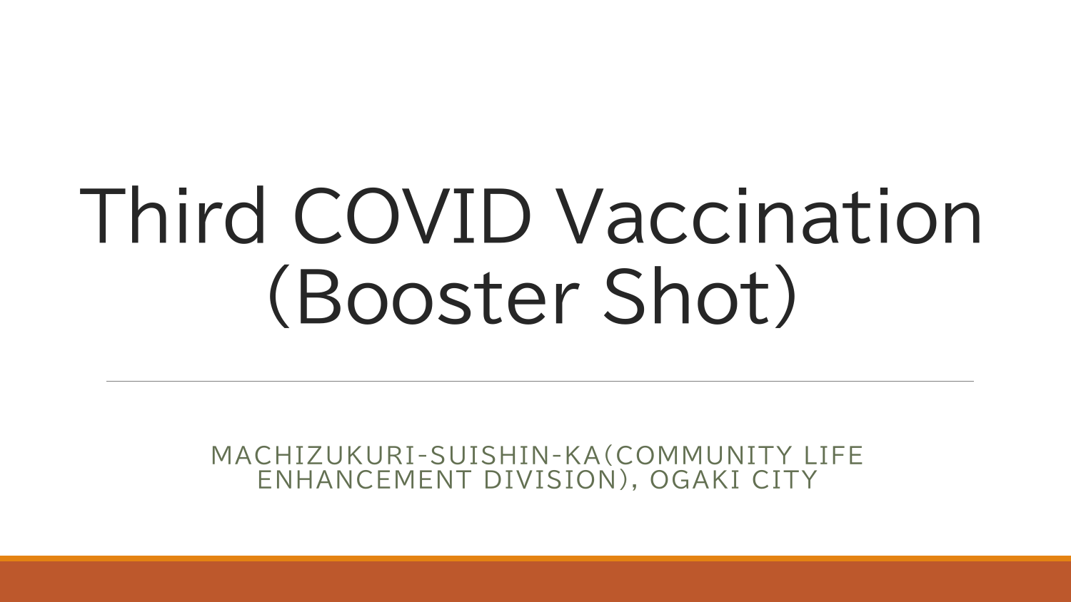# Third COVID Vaccination (Booster Shot)

MACHIZUKURI-SUISHIN-KA(COMMUNITY LIFE ENHANCEMENT DIVISION), OGAKI CITY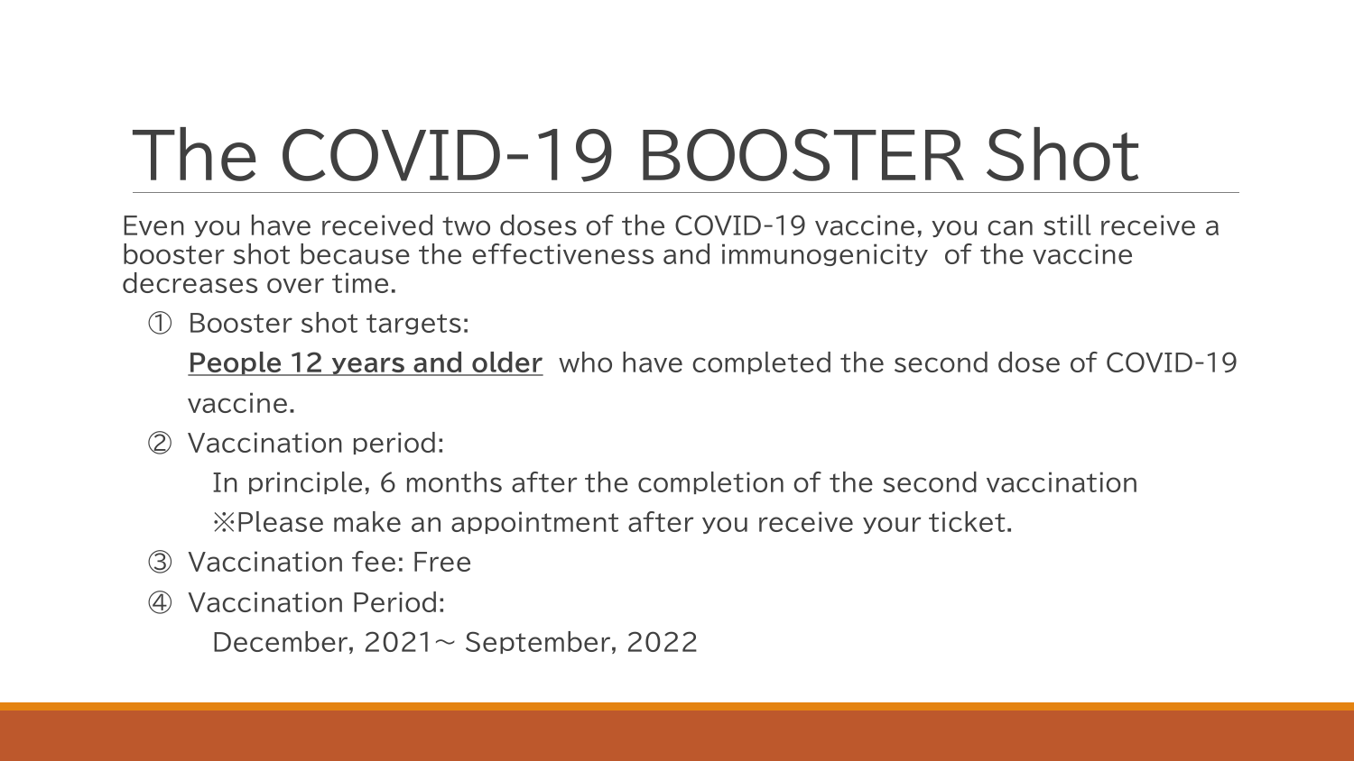# The COVID-19 BOOSTER Shot

Even you have received two doses of the COVID-19 vaccine, you can still receive a booster shot because the effectiveness and immunogenicity of the vaccine decreases over time.

① Booster shot targets:

**People 12 years and older** who have completed the second dose of COVID-19 vaccine.

② Vaccination period:

In principle, 6 months after the completion of the second vaccination

※Please make an appointment after you receive your ticket.

③ Vaccination fee: Free

④ Vaccination Period:

December, 2021～ September, 2022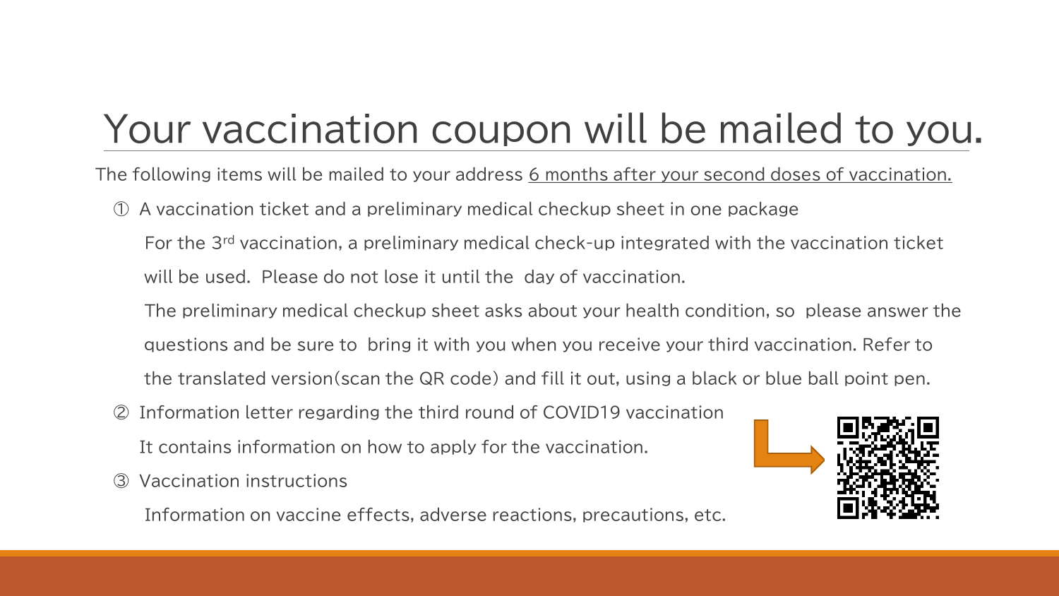# Your vaccination coupon will be mailed to you.

The following items will be mailed to your address 6 months after your second doses of vaccination.

① A vaccination ticket and a preliminary medical checkup sheet in one package

For the 3rd vaccination, a preliminary medical check-up integrated with the vaccination ticket will be used. Please do not lose it until the day of vaccination.

The preliminary medical checkup sheet asks about your health condition, so please answer the questions and be sure to bring it with you when you receive your third vaccination. Refer to the translated version(scan the QR code) and fill it out, using a black or blue ball point pen.

② Information letter regarding the third round of COVID19 vaccination

It contains information on how to apply for the vaccination.

③ Vaccination instructions

Information on vaccine effects, adverse reactions, precautions, etc.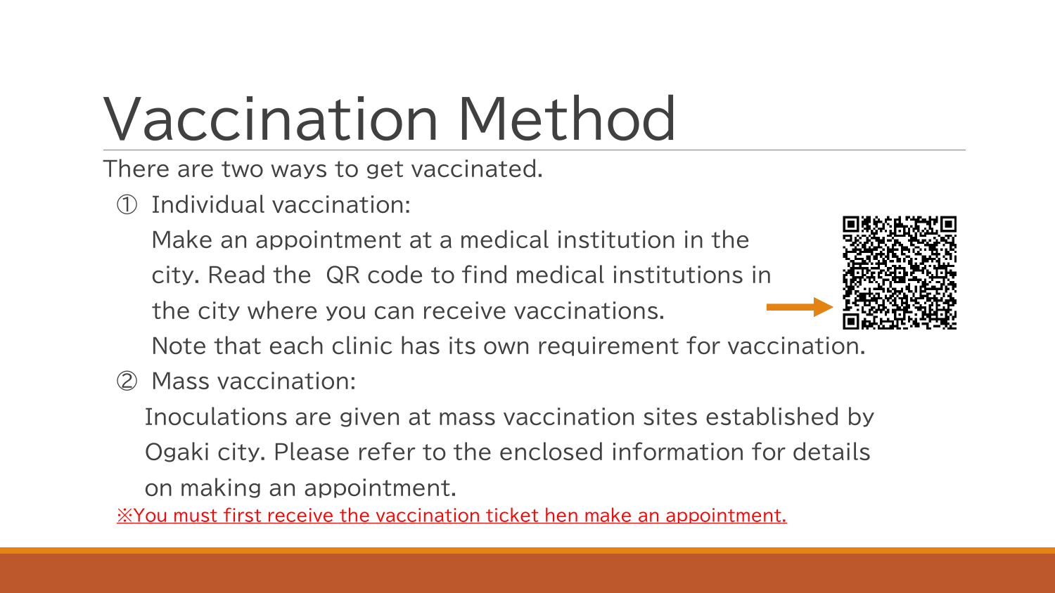# Vaccination Method

There are two ways to get vaccinated.

① Individual vaccination:

Make an appointment at a medical institution in the city. Read the QR code to find medical institutions in the city where you can receive vaccinations.

Note that each clinic has its own requirement for vaccination.

② Mass vaccination:

Inoculations are given at mass vaccination sites established by Ogaki city. Please refer to the enclosed information for details on making an appointment.

※You must first receive the vaccination ticket hen make an appointment.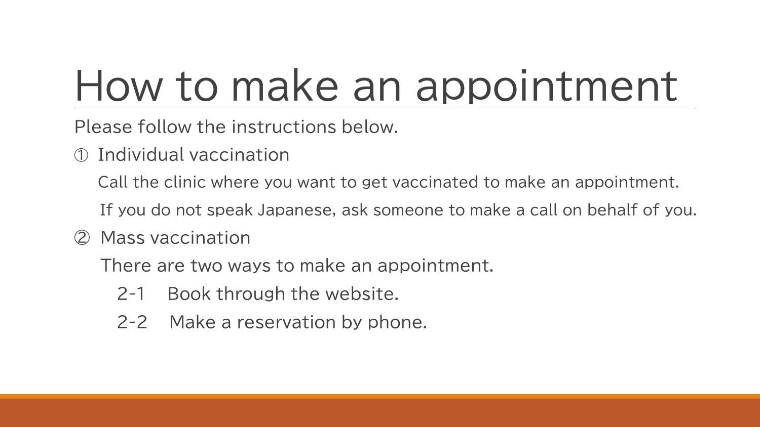# How to make an appointment

Please follow the instructions below.

① Individual vaccination

Call the clinic where you want to get vaccinated to make an appointment.

If you do not speak Japanese, ask someone to make a call on behalf of you.

② Mass vaccination

There are two ways to make an appointment.

2-1　Book through the website.

2-2　Make a reservation by phone.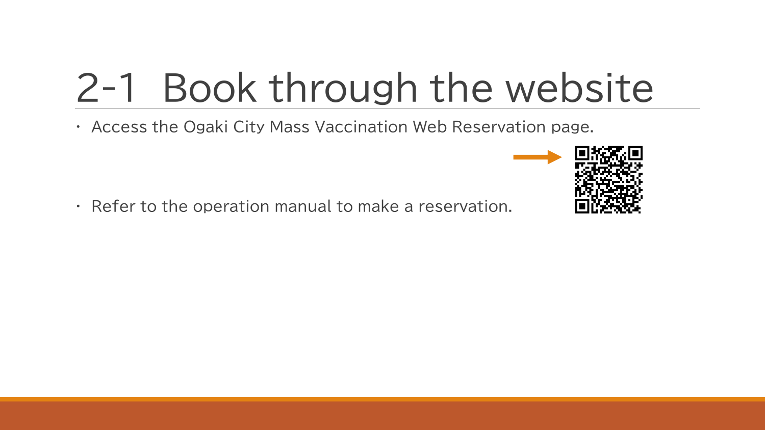# 2-1 Book through the website

- Access the Ogaki City Mass Vaccination Web Reservation page.
- Refer to the operation manual to make a reservation.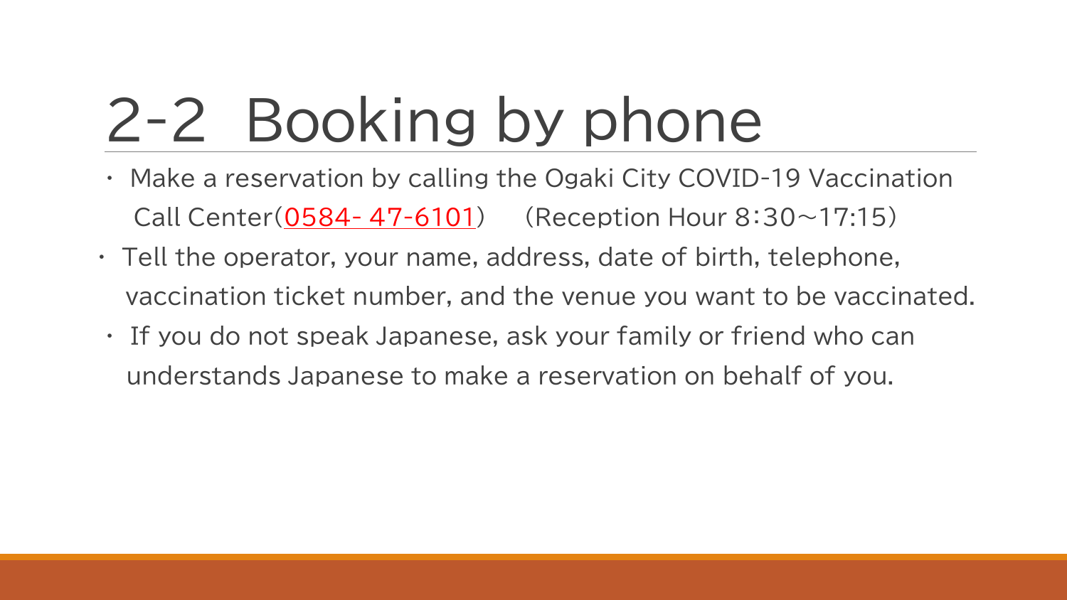# 2-2 Booking by phone

- Make a reservation by calling the Ogaki City COVID-19 Vaccination Call Center(0584- 47-6101) （Reception Hour 8:30～17:15）
- Tell the operator, your name, address, date of birth, telephone, vaccination ticket number, and the venue you want to be vaccinated.
- If you do not speak Japanese, ask your family or friend who can understands Japanese to make a reservation on behalf of you.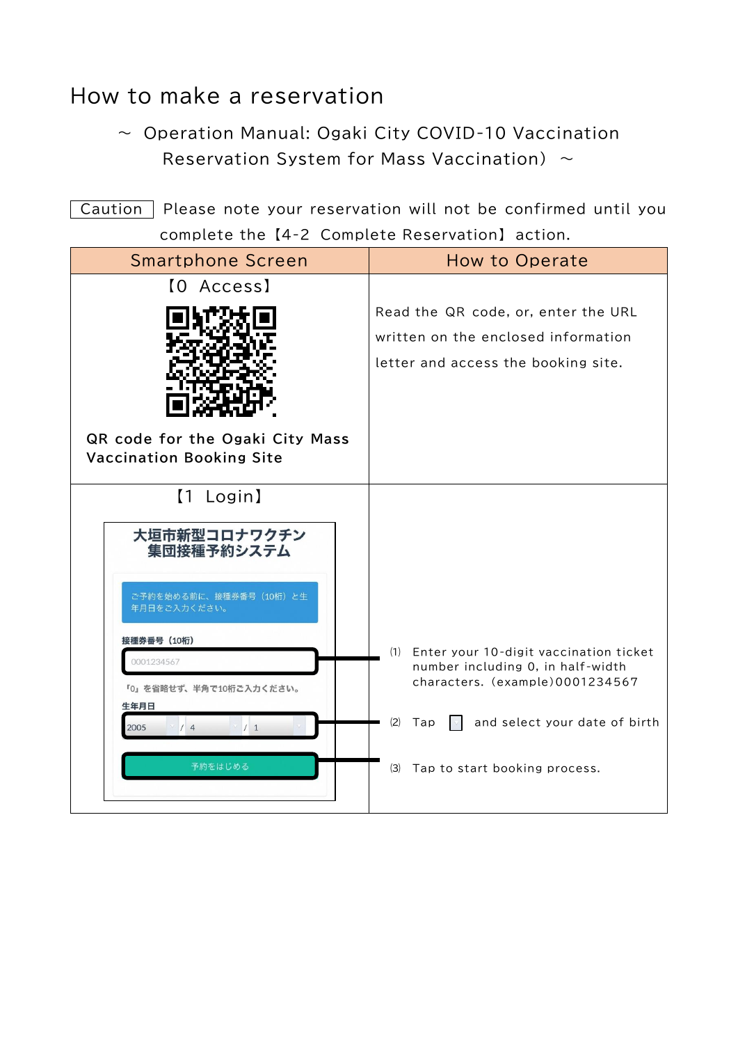# How to make a reservation

～ Operation Manual: Ogaki City COVID-10 Vaccination Reservation System for Mass Vaccination） ～

Caution　Please note your reservation will not be confirmed until you complete the【4-2 Complete Reservation】action.

| Smartphone Screen | How to Operate |
|---|---|
| 【0 Access】<br>QR code for the Ogaki City Mass Vaccination Booking Site | Read the QR code, or, enter the URL written on the enclosed information letter and access the booking site. |
| 【1 Login】<br>大垣市新型コロナワクチン集団接種予約システム<br>ご予約を始める前に、接種券番号（10桁）と生年月日をご入力ください。<br>接種券番号（10桁）<br>0001234567<br>「0」を省略せず、半角で10桁ご入力ください。<br>生年月日<br>2005 / 4 / 1<br>予約をはじめる | (1) Enter your 10-digit vaccination ticket number including 0, in half-width characters.（example)0001234567<br>(2) Tap ▢ and select your date of birth<br>(3) Tap to start booking process. |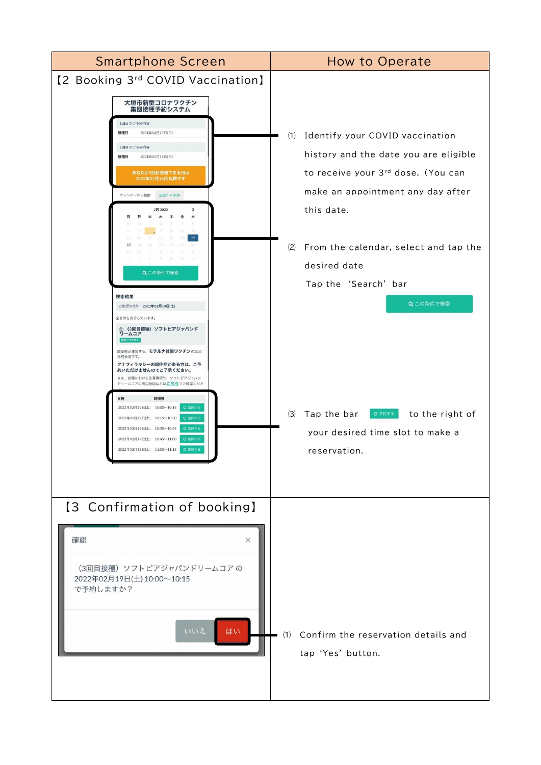| Smartphone Screen | How to Operate |
| --- | --- |
| 【2 Booking 3rd COVID Vaccination】 | (1) Identify your COVID vaccination history and the date you are eligible to receive your 3rd dose.（You can make an appointment any day after this date.<br><br>(2) From the calendar, select and tap the desired date<br>Tap the ‘Search’ bar この条件で検索<br><br>(3) Tap the bar 予約する to the right of your desired time slot to make a reservation. |
| 【3 Confirmation of booking】<br><br>確認<br>（3回目接種）ソフトピアジャパンドリームコア の<br>2022年02月19日(土) 10:00～10:15<br>で予約しますか？<br>いいえ　はい | (1) Confirm the reservation details and tap ‘Yes’ button. |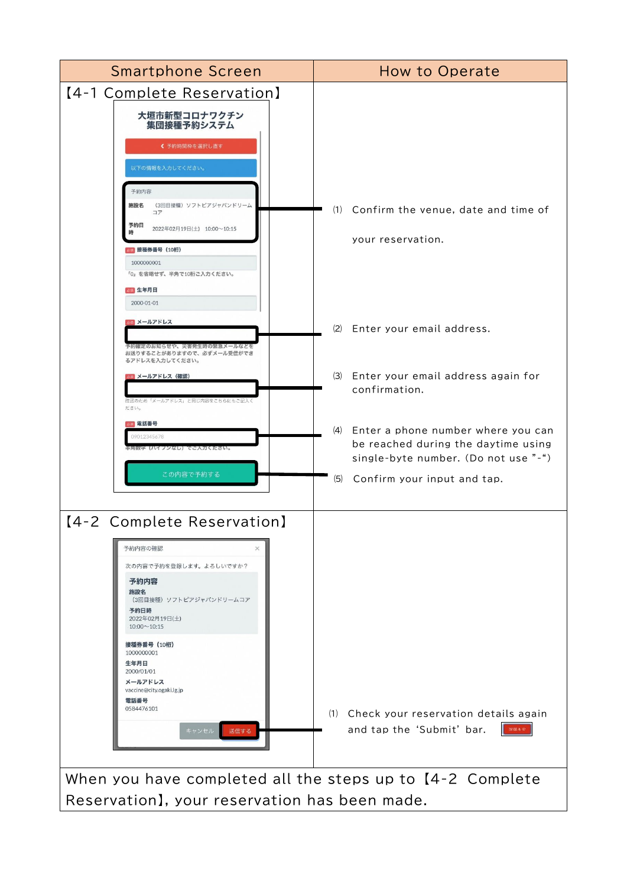| Smartphone Screen | How to Operate |
|---|---|
| 【4-1 Complete Reservation】<br>大垣市新型コロナワクチン<br>集団接種予約システム<br>予約時間枠を選択し直す<br>以下の情報を入力してください。<br>予約内容<br>施設名 （3回目接種）ソフトピアジャパンドリームコア<br>予約日時 2022年02月19日(土) 10:00～10:15<br>必須 接種券番号（10桁）<br>1000000001<br>「0」を省略せず、半角で10桁ご入力ください。<br>必須 生年月日<br>2000-01-01<br>必須 メールアドレス<br>予約確定のお知らせや、災害発生時の緊急メールなどをお送りすることがありますので、必ずメール受信ができるアドレスを入力してください。<br>必須 メールアドレス（確認）<br>確認のため「メールアドレス」と同じ内容をこちらにもご記入ください。<br>必須 電話番号<br>09012345678<br>半角数字（ハイフンなし）でご入力ください。<br>この内容で予約する | (1) Confirm the venue, date and time of your reservation.<br>(2) Enter your email address.<br>(3) Enter your email address again for confirmation.<br>(4) Enter a phone number where you can be reached during the daytime using single-byte number. (Do not use "-")<br>(5) Confirm your input and tap. |
| 【4-2 Complete Reservation】<br>予約内容の確認<br>次の内容で予約を登録します。よろしいですか？<br>予約内容<br>施設名<br>（3回目接種）ソフトピアジャパンドリームコア<br>予約日時<br>2022年02月19日(土)<br>10:00～10:15<br>接種券番号（10桁）<br>1000000001<br>生年月日<br>2000/01/01<br>メールアドレス<br>vaccine@city.ogaki.lg.jp<br>電話番号<br>0584476101<br>キャンセル 送信する | (1) Check your reservation details again and tap the 'Submit' bar. |
| When you have completed all the steps up to【4-2 Complete Reservation】, your reservation has been made. | |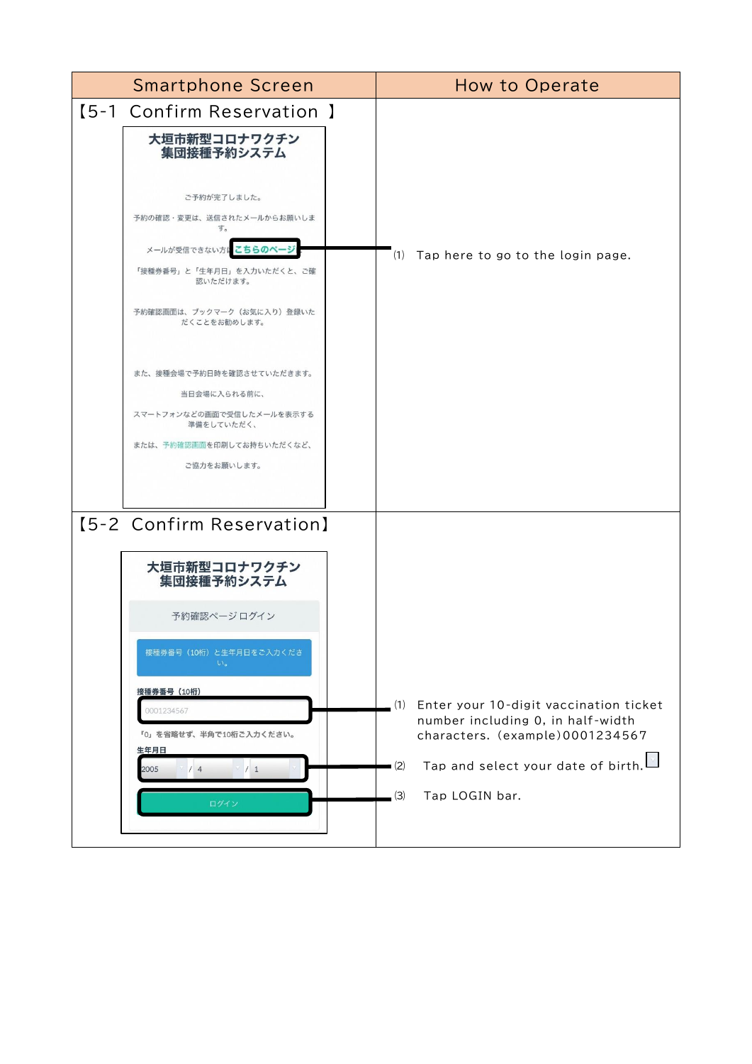| Smartphone Screen | How to Operate |
| --- | --- |
| 【5-1 Confirm Reservation 】<br><br>大垣市新型コロナワクチン<br>集団接種予約システム<br><br>ご予約が完了しました。<br>予約の確認・変更は、送信されたメールからお願いします。<br>メールが受信できない方は こちらのページ<br>「接種券番号」と「生年月日」を入力いただくと、ご確認いただけます。<br>予約確認画面は、ブックマーク（お気に入り）登録いただくことをお勧めします。<br>また、接種会場で予約日時を確認させていただきます。<br>当日会場に入られる前に、<br>スマートフォンなどの画面で受信したメールを表示する準備をしていただく、<br>または、予約確認画面を印刷してお持ちいただくなど、<br>ご協力をお願いします。 | (1) Tap here to go to the login page. |
| 【5-2 Confirm Reservation】<br><br>大垣市新型コロナワクチン<br>集団接種予約システム<br><br>予約確認ページ ログイン<br>接種券番号（10桁）と生年月日をご入力ください。<br>接種券番号（10桁）<br>0001234567<br>「0」を省略せず、半角で10桁ご入力ください。<br>生年月日<br>2005 / 4 / 1<br>ログイン | (1) Enter your 10-digit vaccination ticket number including 0, in half-width characters. (example)0001234567<br><br>(2) Tap and select your date of birth.<br><br>(3) Tap LOGIN bar. |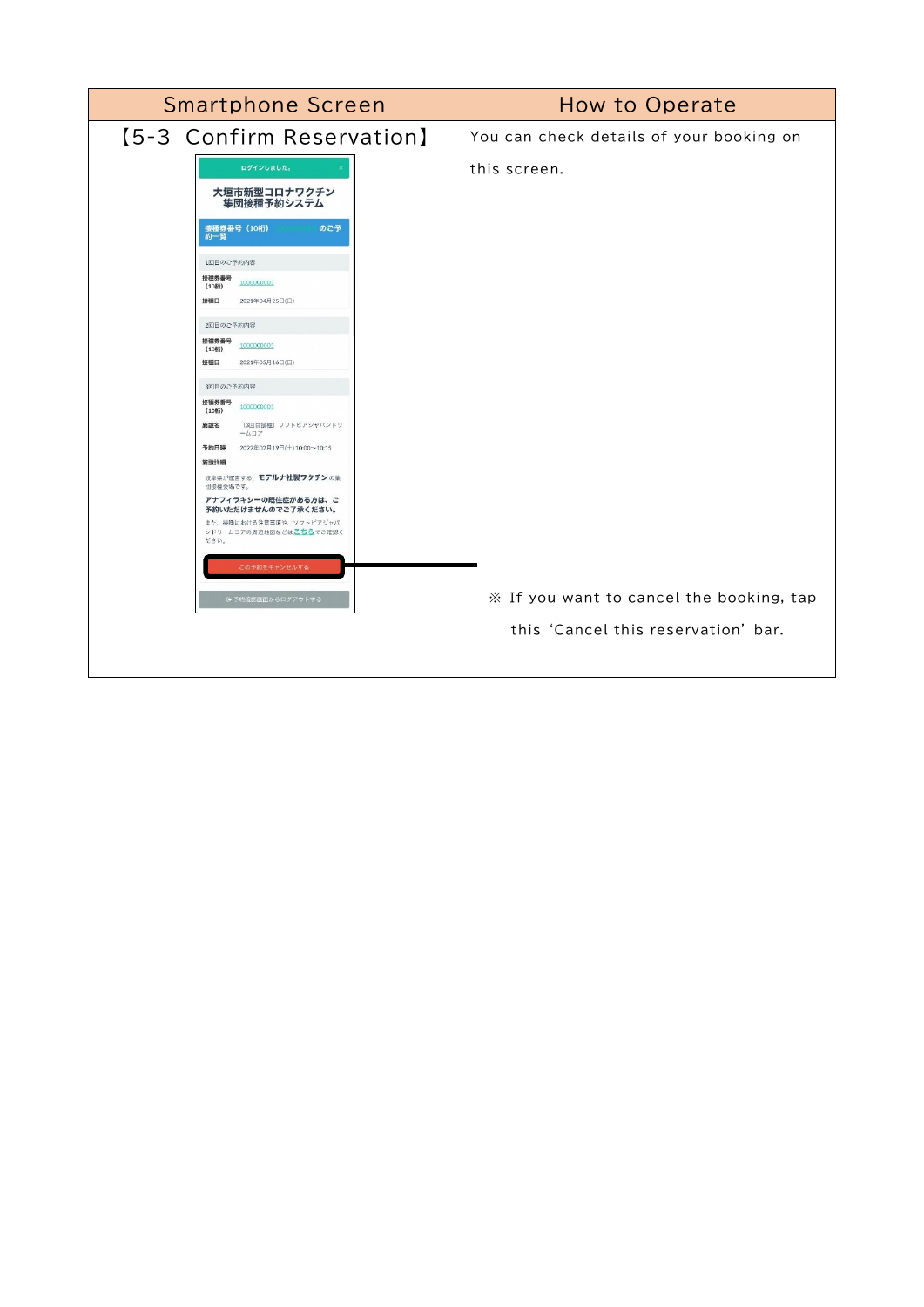| Smartphone Screen | How to Operate |
| --- | --- |
| 【5-3 Confirm Reservation】<br>ログインしました。<br>大垣市新型コロナワクチン集団接種予約システム<br>接種券番号（10桁） のご予約一覧<br>1回目のご予約内容<br>接種券番号（10桁） 1000000001<br>接種日 2021年04月25日(日)<br>2回目のご予約内容<br>接種券番号（10桁） 1000000001<br>接種日 2021年05月16日(日)<br>3回目のご予約内容<br>接種券番号（10桁） 1000000001<br>施設名 〔3回目接種〕ソフトピアジャパンドリームコア<br>予約日時 2022年02月19日(土) 10:00～10:15<br>施設詳細<br>岐阜県が運営する、モデルナ社製ワクチンの集団接種会場です。<br>アナフィラキシーの既往症がある方は、ご予約いただけませんのでご了承ください。<br>また、接種における注意事項や、ソフトピアジャパンドリームコアの周辺地図などはこちらでご確認ください。<br>この予約をキャンセルする<br>予約確認画面からログアウトする | You can check details of your booking on this screen.<br><br>※ If you want to cancel the booking, tap this 'Cancel this reservation' bar. |